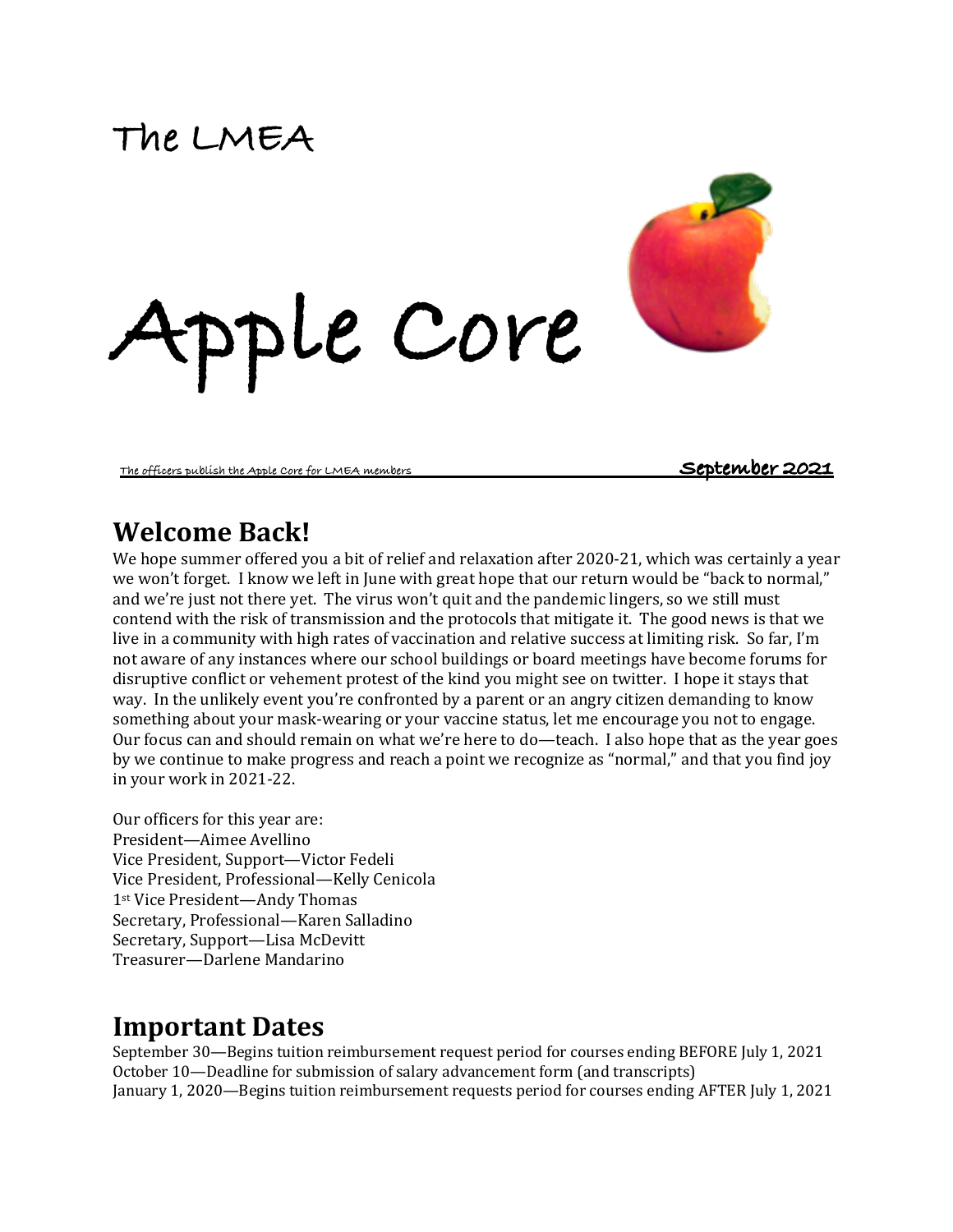# The LMEA

# Apple Core

The officers publish the Apple Core for LMEA members **September 2021**

## Welcome Back!

We hope summer offered you a bit of relief and relaxation after 2020-21, which was certainly a year we won't forget. I know we left in June with great hope that our return would be "back to normal," and we're just not there yet. The virus won't quit and the pandemic lingers, so we still must contend with the risk of transmission and the protocols that mitigate it. The good news is that we live in a community with high rates of vaccination and relative success at limiting risk. So far, I'm not aware of any instances where our school buildings or board meetings have become forums for disruptive conflict or vehement protest of the kind you might see on twitter. I hope it stays that way. In the unlikely event you're confronted by a parent or an angry citizen demanding to know something about your mask-wearing or your vaccine status, let me encourage you not to engage. Our focus can and should remain on what we're here to do—teach. I also hope that as the year goes by we continue to make progress and reach a point we recognize as "normal," and that you find joy in your work in 2021-22.

Our officers for this year are:
President—Aimee Avellino
Vice President, Support—Victor Fedeli
Vice President, Professional—Kelly Cenicola
1st Vice President—Andy Thomas
Secretary, Professional—Karen Salladino
Secretary, Support—Lisa McDevitt
Treasurer—Darlene Mandarino

## Important Dates

September 30—Begins tuition reimbursement request period for courses ending BEFORE July 1, 2021
October 10—Deadline for submission of salary advancement form (and transcripts)
January 1, 2020—Begins tuition reimbursement requests period for courses ending AFTER July 1, 2021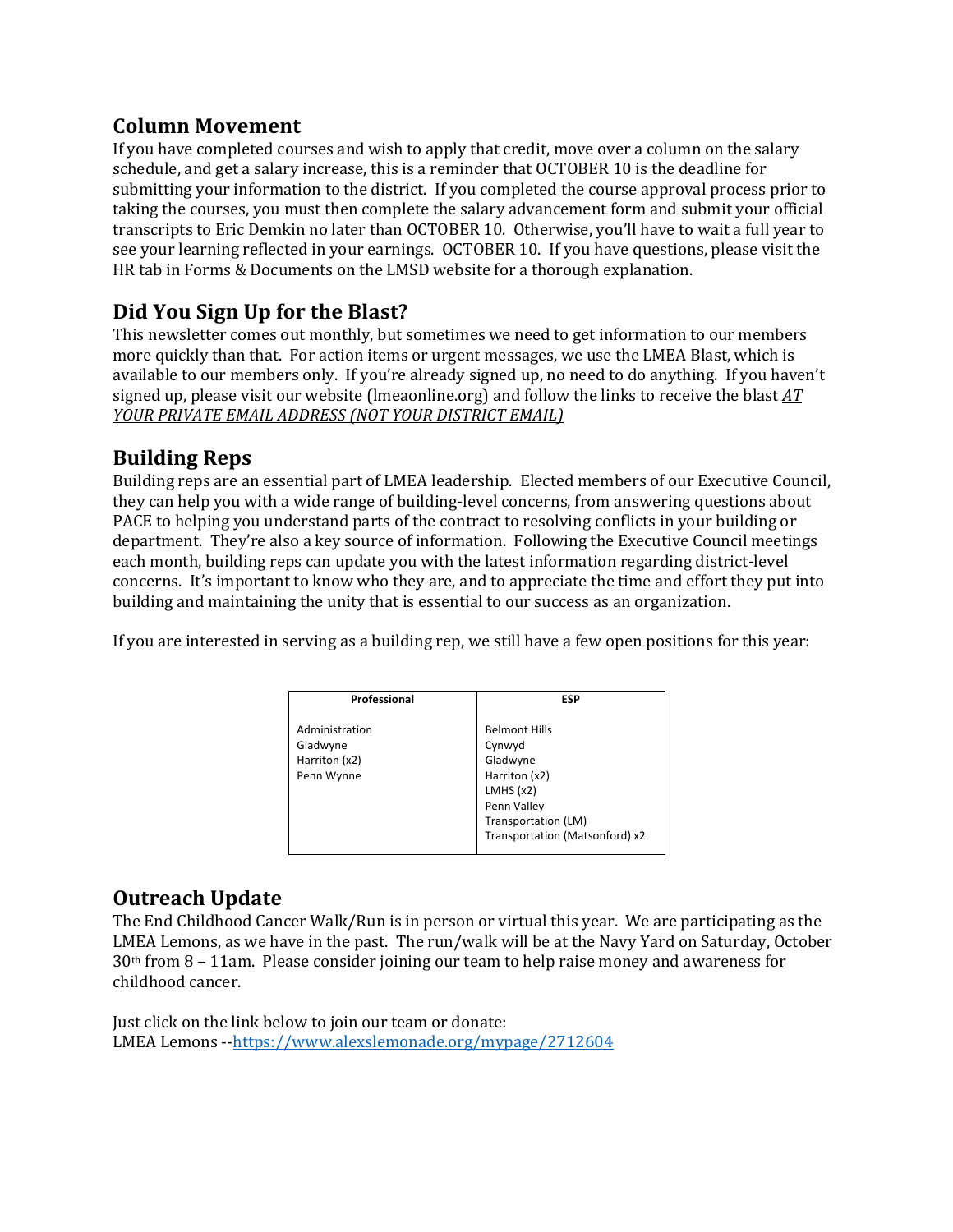## Column Movement

If you have completed courses and wish to apply that credit, move over a column on the salary schedule, and get a salary increase, this is a reminder that OCTOBER 10 is the deadline for submitting your information to the district. If you completed the course approval process prior to taking the courses, you must then complete the salary advancement form and submit your official transcripts to Eric Demkin no later than OCTOBER 10. Otherwise, you'll have to wait a full year to see your learning reflected in your earnings. OCTOBER 10. If you have questions, please visit the HR tab in Forms & Documents on the LMSD website for a thorough explanation.

## Did You Sign Up for the Blast?

This newsletter comes out monthly, but sometimes we need to get information to our members more quickly than that. For action items or urgent messages, we use the LMEA Blast, which is available to our members only. If you're already signed up, no need to do anything. If you haven't signed up, please visit our website (lmeaonline.org) and follow the links to receive the blast ***AT YOUR PRIVATE EMAIL ADDRESS (NOT YOUR DISTRICT EMAIL)***

## Building Reps

Building reps are an essential part of LMEA leadership. Elected members of our Executive Council, they can help you with a wide range of building-level concerns, from answering questions about PACE to helping you understand parts of the contract to resolving conflicts in your building or department. They're also a key source of information. Following the Executive Council meetings each month, building reps can update you with the latest information regarding district-level concerns. It's important to know who they are, and to appreciate the time and effort they put into building and maintaining the unity that is essential to our success as an organization.

If you are interested in serving as a building rep, we still have a few open positions for this year:

| Professional | ESP |
|---|---|
| Administration<br>Gladwyne<br>Harriton (x2)<br>Penn Wynne | Belmont Hills<br>Cynwyd<br>Gladwyne<br>Harriton (x2)<br>LMHS (x2)<br>Penn Valley<br>Transportation (LM)<br>Transportation (Matsonford) x2 |

## Outreach Update

The End Childhood Cancer Walk/Run is in person or virtual this year. We are participating as the LMEA Lemons, as we have in the past. The run/walk will be at the Navy Yard on Saturday, October 30th from 8 – 11am. Please consider joining our team to help raise money and awareness for childhood cancer.

Just click on the link below to join our team or donate:
LMEA Lemons --https://www.alexslemonade.org/mypage/2712604